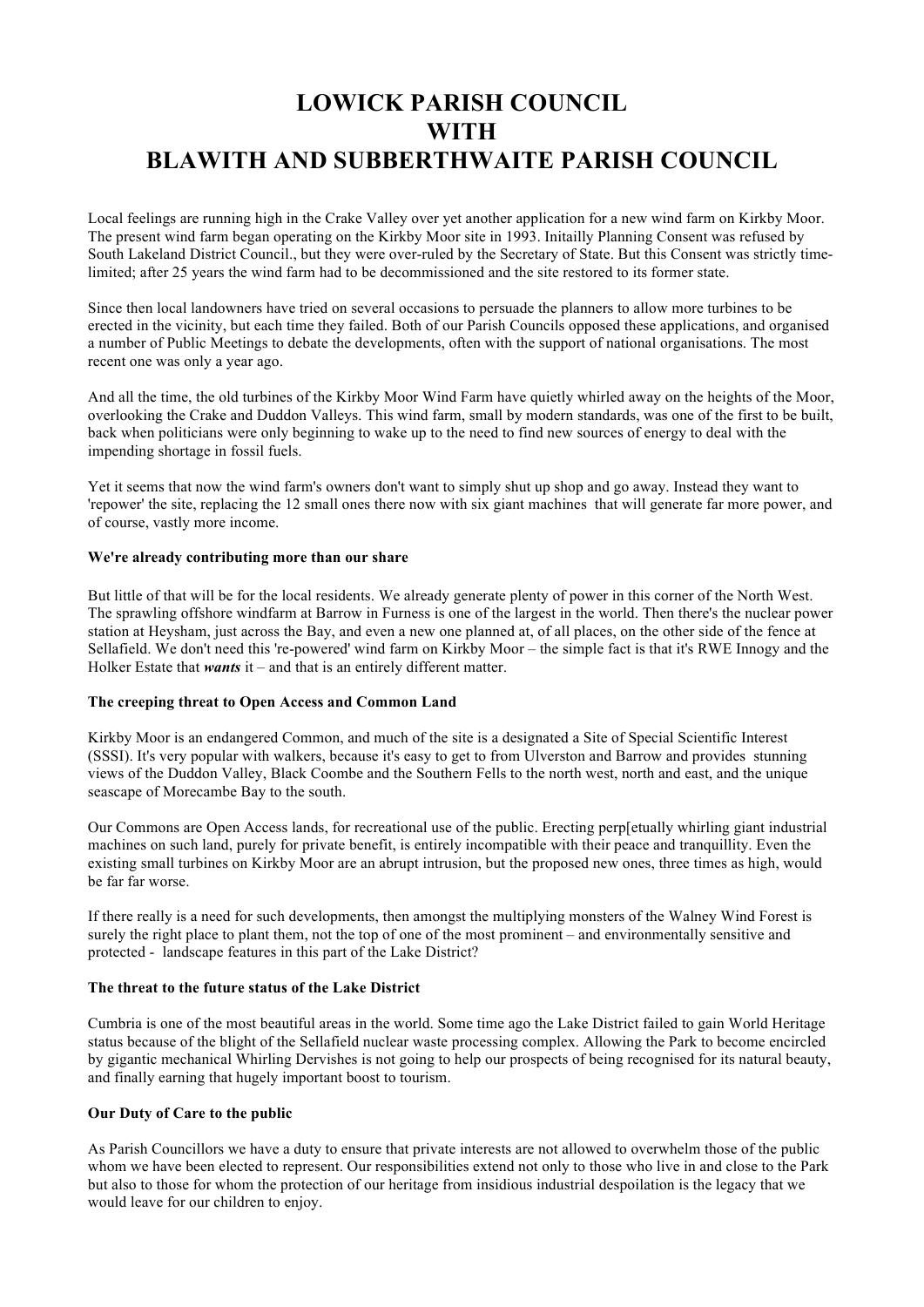# LOWICK PARISH COUNCIL
# WITH
# BLAWITH AND SUBBERTHWAITE PARISH COUNCIL

Local feelings are running high in the Crake Valley over yet another application for a new wind farm on Kirkby Moor. The present wind farm began operating on the Kirkby Moor site in 1993. Initailly Planning Consent was refused by South Lakeland District Council., but they were over-ruled by the Secretary of State. But this Consent was strictly time-limited; after 25 years the wind farm had to be decommissioned and the site restored to its former state.

Since then local landowners have tried on several occasions to persuade the planners to allow more turbines to be erected in the vicinity, but each time they failed. Both of our Parish Councils opposed these applications, and organised a number of Public Meetings to debate the developments, often with the support of national organisations. The most recent one was only a year ago.

And all the time, the old turbines of the Kirkby Moor Wind Farm have quietly whirled away on the heights of the Moor, overlooking the Crake and Duddon Valleys. This wind farm, small by modern standards, was one of the first to be built, back when politicians were only beginning to wake up to the need to find new sources of energy to deal with the impending shortage in fossil fuels.

Yet it seems that now the wind farm's owners don't want to simply shut up shop and go away. Instead they want to 'repower' the site, replacing the 12 small ones there now with six giant machines that will generate far more power, and of course, vastly more income.

**We're already contributing more than our share**

But little of that will be for the local residents. We already generate plenty of power in this corner of the North West. The sprawling offshore windfarm at Barrow in Furness is one of the largest in the world. Then there's the nuclear power station at Heysham, just across the Bay, and even a new one planned at, of all places, on the other side of the fence at Sellafield. We don't need this 're-powered' wind farm on Kirkby Moor – the simple fact is that it's RWE Innogy and the Holker Estate that ***wants*** it – and that is an entirely different matter.

**The creeping threat to Open Access and Common Land**

Kirkby Moor is an endangered Common, and much of the site is a designated a Site of Special Scientific Interest (SSSI). It's very popular with walkers, because it's easy to get to from Ulverston and Barrow and provides stunning views of the Duddon Valley, Black Coombe and the Southern Fells to the north west, north and east, and the unique seascape of Morecambe Bay to the south.

Our Commons are Open Access lands, for recreational use of the public. Erecting perp[etually whirling giant industrial machines on such land, purely for private benefit, is entirely incompatible with their peace and tranquillity. Even the existing small turbines on Kirkby Moor are an abrupt intrusion, but the proposed new ones, three times as high, would be far far worse.

If there really is a need for such developments, then amongst the multiplying monsters of the Walney Wind Forest is surely the right place to plant them, not the top of one of the most prominent – and environmentally sensitive and protected - landscape features in this part of the Lake District?

**The threat to the future status of the Lake District**

Cumbria is one of the most beautiful areas in the world. Some time ago the Lake District failed to gain World Heritage status because of the blight of the Sellafield nuclear waste processing complex. Allowing the Park to become encircled by gigantic mechanical Whirling Dervishes is not going to help our prospects of being recognised for its natural beauty, and finally earning that hugely important boost to tourism.

**Our Duty of Care to the public**

As Parish Councillors we have a duty to ensure that private interests are not allowed to overwhelm those of the public whom we have been elected to represent. Our responsibilities extend not only to those who live in and close to the Park but also to those for whom the protection of our heritage from insidious industrial despoilation is the legacy that we would leave for our children to enjoy.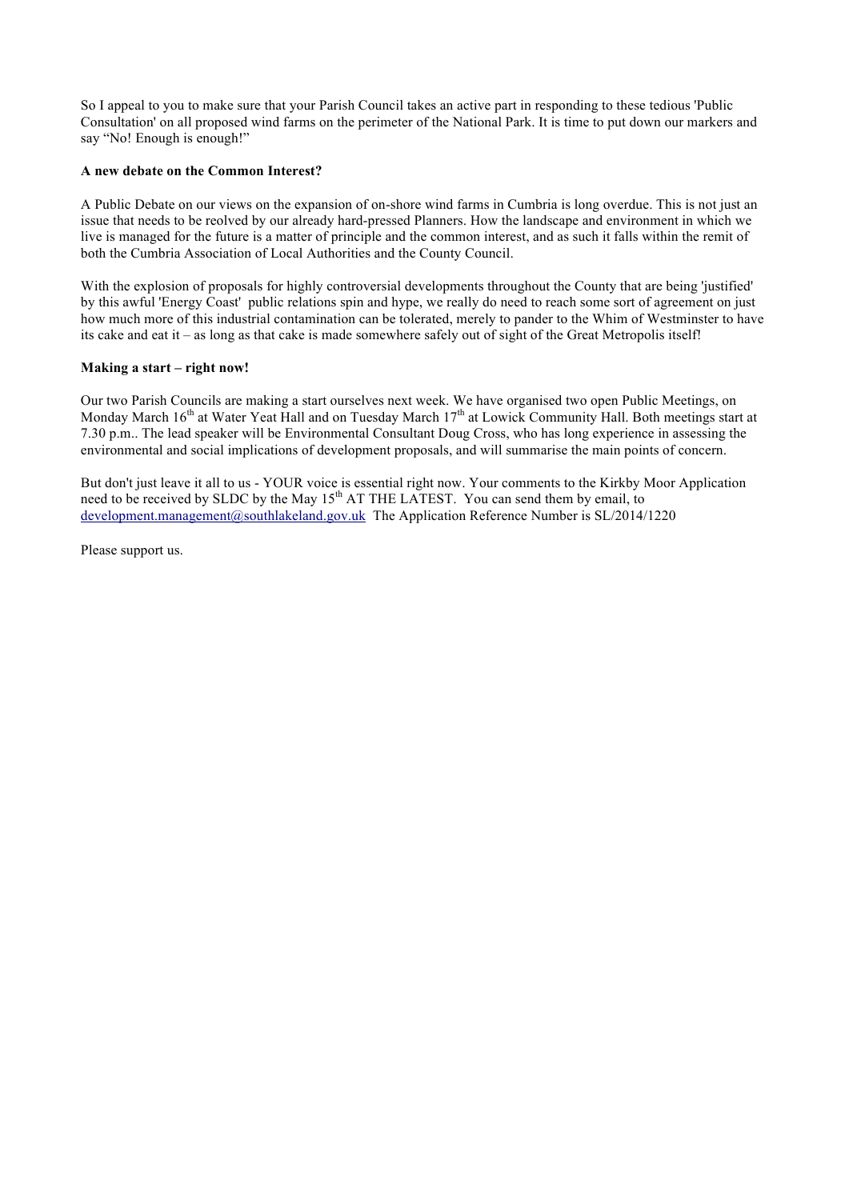So I appeal to you to make sure that your Parish Council takes an active part in responding to these tedious 'Public Consultation' on all proposed wind farms on the perimeter of the National Park. It is time to put down our markers and say "No! Enough is enough!"

**A new debate on the Common Interest?**

A Public Debate on our views on the expansion of on-shore wind farms in Cumbria is long overdue. This is not just an issue that needs to be reolved by our already hard-pressed Planners. How the landscape and environment in which we live is managed for the future is a matter of principle and the common interest, and as such it falls within the remit of both the Cumbria Association of Local Authorities and the County Council.

With the explosion of proposals for highly controversial developments throughout the County that are being 'justified' by this awful 'Energy Coast' public relations spin and hype, we really do need to reach some sort of agreement on just how much more of this industrial contamination can be tolerated, merely to pander to the Whim of Westminster to have its cake and eat it – as long as that cake is made somewhere safely out of sight of the Great Metropolis itself!

**Making a start – right now!**

Our two Parish Councils are making a start ourselves next week. We have organised two open Public Meetings, on Monday March 16th at Water Yeat Hall and on Tuesday March 17th at Lowick Community Hall. Both meetings start at 7.30 p.m.. The lead speaker will be Environmental Consultant Doug Cross, who has long experience in assessing the environmental and social implications of development proposals, and will summarise the main points of concern.

But don't just leave it all to us - YOUR voice is essential right now. Your comments to the Kirkby Moor Application need to be received by SLDC by the May 15th AT THE LATEST. You can send them by email, to development.management@southlakeland.gov.uk The Application Reference Number is SL/2014/1220

Please support us.